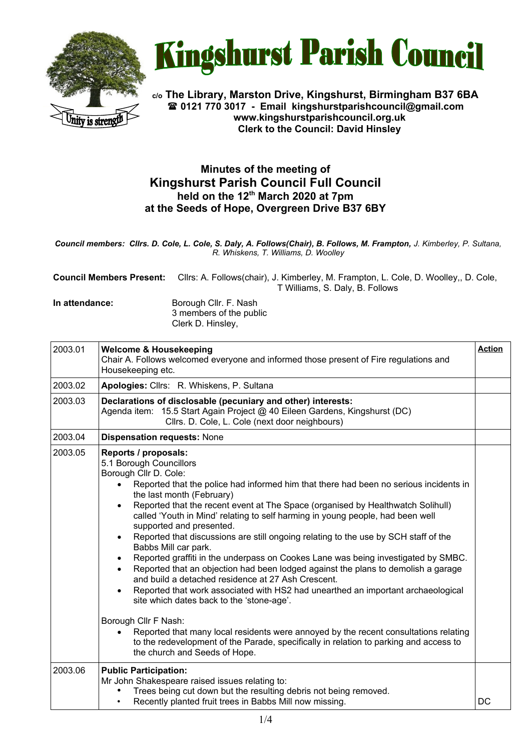# Kingshurst Parish Council

**c/o The Library, Marston Drive, Kingshurst, Birmingham B37 6BA**
**☎ 0121 770 3017 - Email kingshurstparishcouncil@gmail.com**
**www.kingshurstparishcouncil.org.uk**
**Clerk to the Council: David Hinsley**

Unity is strength

## Minutes of the meeting of Kingshurst Parish Council Full Council held on the 12th March 2020 at 7pm at the Seeds of Hope, Overgreen Drive B37 6BY

***Council members: Cllrs. D. Cole, L. Cole, S. Daly, A. Follows(Chair), B. Follows, M. Frampton,** J. Kimberley, P. Sultana, R. Whiskens, T. Williams, D. Woolley*

**Council Members Present:** Cllrs: A. Follows(chair), J. Kimberley, M. Frampton, L. Cole, D. Woolley,, D. Cole, T Williams, S. Daly, B. Follows

**In attendance:** Borough Cllr. F. Nash
3 members of the public
Clerk D. Hinsley,

| | | Action |
|---|---|---|
| 2003.01 | **Welcome & Housekeeping**<br>Chair A. Follows welcomed everyone and informed those present of Fire regulations and Housekeeping etc. | |
| 2003.02 | **Apologies:** Cllrs: R. Whiskens, P. Sultana | |
| 2003.03 | **Declarations of disclosable (pecuniary and other) interests:**<br>Agenda item: 15.5 Start Again Project @ 40 Eileen Gardens, Kingshurst (DC)<br>Cllrs. D. Cole, L. Cole (next door neighbours) | |
| 2003.04 | **Dispensation requests:** None | |
| 2003.05 | **Reports / proposals:**<br>5.1 Borough Councillors<br>Borough Cllr D. Cole:<br>• Reported that the police had informed him that there had been no serious incidents in the last month (February)<br>• Reported that the recent event at The Space (organised by Healthwatch Solihull) called 'Youth in Mind' relating to self harming in young people, had been well supported and presented.<br>• Reported that discussions are still ongoing relating to the use by SCH staff of the Babbs Mill car park.<br>• Reported graffiti in the underpass on Cookes Lane was being investigated by SMBC.<br>• Reported that an objection had been lodged against the plans to demolish a garage and build a detached residence at 27 Ash Crescent.<br>• Reported that work associated with HS2 had unearthed an important archaeological site which dates back to the 'stone-age'.<br><br>Borough Cllr F Nash:<br>• Reported that many local residents were annoyed by the recent consultations relating to the redevelopment of the Parade, specifically in relation to parking and access to the church and Seeds of Hope. | |
| 2003.06 | **Public Participation:**<br>Mr John Shakespeare raised issues relating to:<br>• Trees being cut down but the resulting debris not being removed.<br>• Recently planted fruit trees in Babbs Mill now missing. | DC |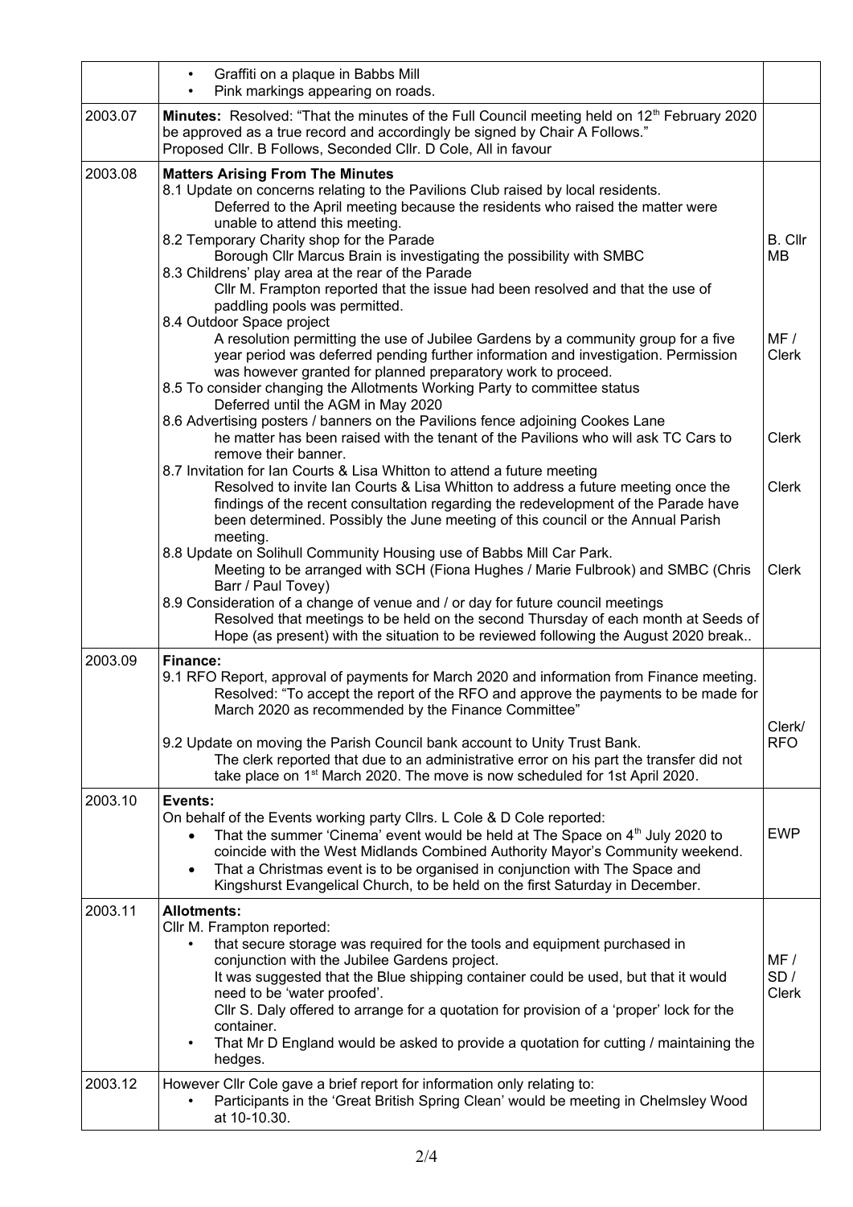|  |  |  |
|---|---|---|
|  | • Graffiti on a plaque in Babbs Mill<br>• Pink markings appearing on roads. |  |
| 2003.07 | **Minutes:** Resolved: "That the minutes of the Full Council meeting held on 12th February 2020 be approved as a true record and accordingly be signed by Chair A Follows."<br>Proposed Cllr. B Follows, Seconded Cllr. D Cole, All in favour |  |
| 2003.08 | **Matters Arising From The Minutes**<br>8.1 Update on concerns relating to the Pavilions Club raised by local residents.<br>Deferred to the April meeting because the residents who raised the matter were unable to attend this meeting.<br>8.2 Temporary Charity shop for the Parade<br>Borough Cllr Marcus Brain is investigating the possibility with SMBC<br>8.3 Childrens' play area at the rear of the Parade<br>Cllr M. Frampton reported that the issue had been resolved and that the use of paddling pools was permitted.<br>8.4 Outdoor Space project<br>A resolution permitting the use of Jubilee Gardens by a community group for a five year period was deferred pending further information and investigation. Permission was however granted for planned preparatory work to proceed.<br>8.5 To consider changing the Allotments Working Party to committee status<br>Deferred until the AGM in May 2020<br>8.6 Advertising posters / banners on the Pavilions fence adjoining Cookes Lane<br>he matter has been raised with the tenant of the Pavilions who will ask TC Cars to remove their banner.<br>8.7 Invitation for Ian Courts & Lisa Whitton to attend a future meeting<br>Resolved to invite Ian Courts & Lisa Whitton to address a future meeting once the findings of the recent consultation regarding the redevelopment of the Parade have been determined. Possibly the June meeting of this council or the Annual Parish meeting.<br>8.8 Update on Solihull Community Housing use of Babbs Mill Car Park.<br>Meeting to be arranged with SCH (Fiona Hughes / Marie Fulbrook) and SMBC (Chris Barr / Paul Tovey)<br>8.9 Consideration of a change of venue and / or day for future council meetings<br>Resolved that meetings to be held on the second Thursday of each month at Seeds of Hope (as present) with the situation to be reviewed following the August 2020 break.. | B. Cllr MB<br><br>MF / Clerk<br><br>Clerk<br><br>Clerk<br><br>Clerk |
| 2003.09 | **Finance:**<br>9.1 RFO Report, approval of payments for March 2020 and information from Finance meeting.<br>Resolved: "To accept the report of the RFO and approve the payments to be made for March 2020 as recommended by the Finance Committee"<br>9.2 Update on moving the Parish Council bank account to Unity Trust Bank.<br>The clerk reported that due to an administrative error on his part the transfer did not take place on 1st March 2020. The move is now scheduled for 1st April 2020. | Clerk/ RFO |
| 2003.10 | **Events:**<br>On behalf of the Events working party Cllrs. L Cole & D Cole reported:<br>• That the summer 'Cinema' event would be held at The Space on 4th July 2020 to coincide with the West Midlands Combined Authority Mayor's Community weekend.<br>• That a Christmas event is to be organised in conjunction with The Space and Kingshurst Evangelical Church, to be held on the first Saturday in December. | EWP |
| 2003.11 | **Allotments:**<br>Cllr M. Frampton reported:<br>• that secure storage was required for the tools and equipment purchased in conjunction with the Jubilee Gardens project.<br>It was suggested that the Blue shipping container could be used, but that it would need to be 'water proofed'.<br>Cllr S. Daly offered to arrange for a quotation for provision of a 'proper' lock for the container.<br>• That Mr D England would be asked to provide a quotation for cutting / maintaining the hedges. | MF / SD / Clerk |
| 2003.12 | However Cllr Cole gave a brief report for information only relating to:<br>• Participants in the 'Great British Spring Clean' would be meeting in Chelmsley Wood at 10-10.30. |  |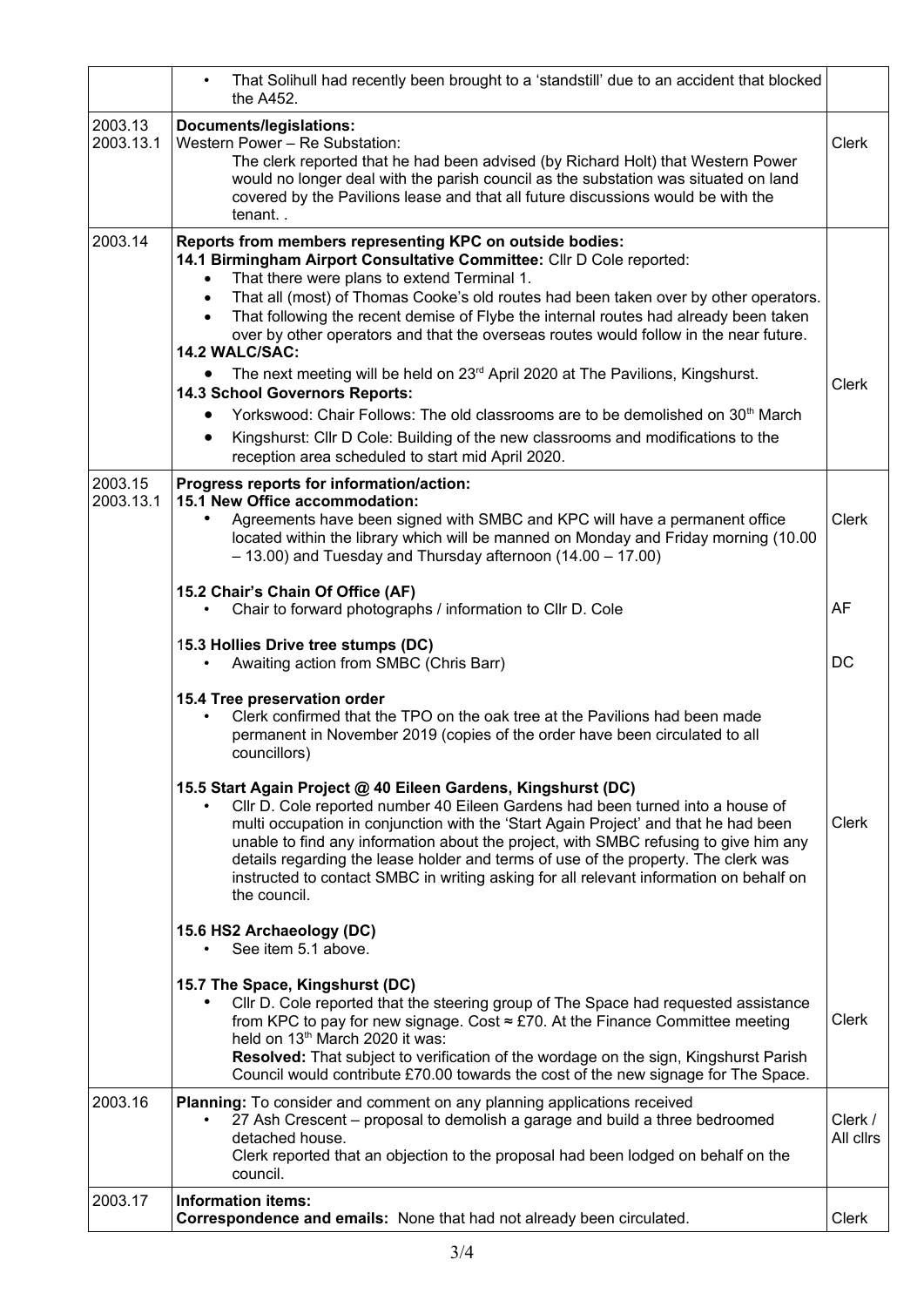| | | |
|---|---|---|
| | • That Solihull had recently been brought to a 'standstill' due to an accident that blocked the A452. | |
| 2003.13<br>2003.13.1 | **Documents/legislations:**<br>Western Power – Re Substation:<br>The clerk reported that he had been advised (by Richard Holt) that Western Power would no longer deal with the parish council as the substation was situated on land covered by the Pavilions lease and that all future discussions would be with the tenant. . | Clerk |
| 2003.14 | **Reports from members representing KPC on outside bodies:**<br>**14.1 Birmingham Airport Consultative Committee:** Cllr D Cole reported:<br>• That there were plans to extend Terminal 1.<br>• That all (most) of Thomas Cooke's old routes had been taken over by other operators.<br>• That following the recent demise of Flybe the internal routes had already been taken over by other operators and that the overseas routes would follow in the near future.<br>**14.2 WALC/SAC:**<br>• The next meeting will be held on 23rd April 2020 at The Pavilions, Kingshurst.<br>**14.3 School Governors Reports:**<br>• Yorkswood: Chair Follows: The old classrooms are to be demolished on 30th March<br>• Kingshurst: Cllr D Cole: Building of the new classrooms and modifications to the reception area scheduled to start mid April 2020. | Clerk |
| 2003.15<br>2003.13.1 | **Progress reports for information/action:**<br>**15.1 New Office accommodation:**<br>• Agreements have been signed with SMBC and KPC will have a permanent office located within the library which will be manned on Monday and Friday morning (10.00 – 13.00) and Tuesday and Thursday afternoon (14.00 – 17.00)<br><br>**15.2 Chair's Chain Of Office (AF)**<br>• Chair to forward photographs / information to Cllr D. Cole<br><br>**15.3 Hollies Drive tree stumps (DC)**<br>• Awaiting action from SMBC (Chris Barr)<br><br>**15.4 Tree preservation order**<br>• Clerk confirmed that the TPO on the oak tree at the Pavilions had been made permanent in November 2019 (copies of the order have been circulated to all councillors)<br><br>**15.5 Start Again Project @ 40 Eileen Gardens, Kingshurst (DC)**<br>• Cllr D. Cole reported number 40 Eileen Gardens had been turned into a house of multi occupation in conjunction with the 'Start Again Project' and that he had been unable to find any information about the project, with SMBC refusing to give him any details regarding the lease holder and terms of use of the property. The clerk was instructed to contact SMBC in writing asking for all relevant information on behalf on the council.<br><br>**15.6 HS2 Archaeology (DC)**<br>• See item 5.1 above.<br><br>**15.7 The Space, Kingshurst (DC)**<br>• Cllr D. Cole reported that the steering group of The Space had requested assistance from KPC to pay for new signage. Cost ≈ £70. At the Finance Committee meeting held on 13th March 2020 it was:<br>**Resolved:** That subject to verification of the wordage on the sign, Kingshurst Parish Council would contribute £70.00 towards the cost of the new signage for The Space. | Clerk<br><br>AF<br><br>DC<br><br>Clerk<br><br>Clerk |
| 2003.16 | **Planning:** To consider and comment on any planning applications received<br>• 27 Ash Crescent – proposal to demolish a garage and build a three bedroomed detached house.<br>Clerk reported that an objection to the proposal had been lodged on behalf on the council. | Clerk / All cllrs |
| 2003.17 | **Information items:**<br>**Correspondence and emails:** None that had not already been circulated. | Clerk |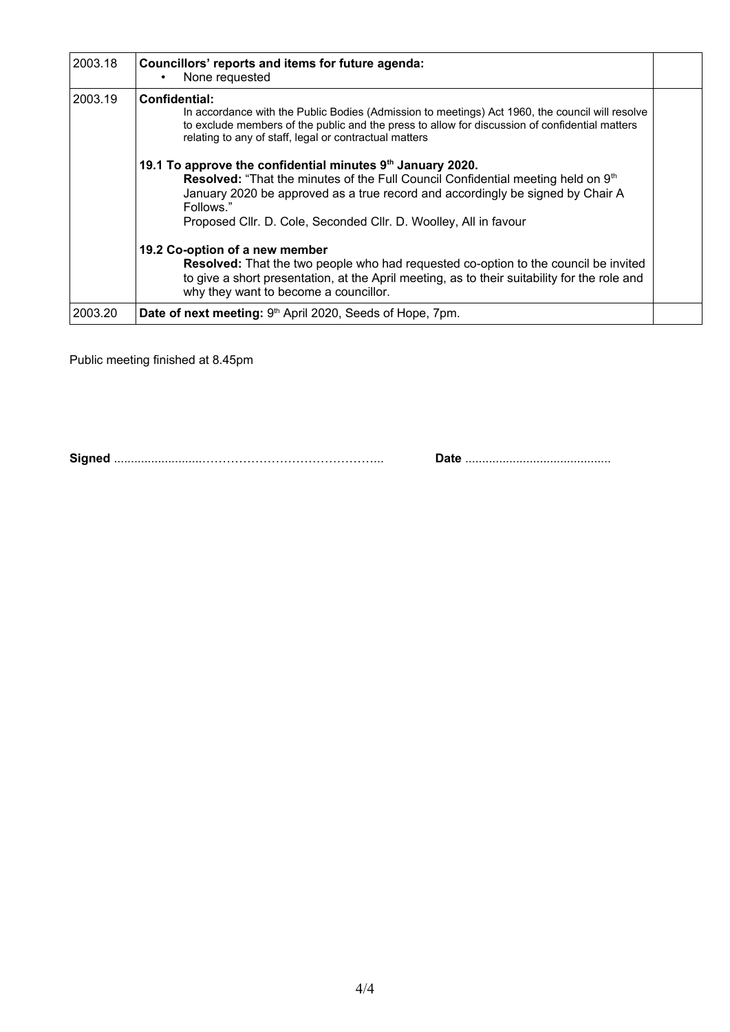| | | |
|---|---|---|
| 2003.18 | **Councillors' reports and items for future agenda:**<br>• None requested | |
| 2003.19 | **Confidential:**<br>In accordance with the Public Bodies (Admission to meetings) Act 1960, the council will resolve to exclude members of the public and the press to allow for discussion of confidential matters relating to any of staff, legal or contractual matters<br><br>**19.1 To approve the confidential minutes 9th January 2020.**<br>**Resolved:** "That the minutes of the Full Council Confidential meeting held on 9th January 2020 be approved as a true record and accordingly be signed by Chair A Follows."<br>Proposed Cllr. D. Cole, Seconded Cllr. D. Woolley, All in favour<br><br>**19.2 Co-option of a new member**<br>**Resolved:** That the two people who had requested co-option to the council be invited to give a short presentation, at the April meeting, as to their suitability for the role and why they want to become a councillor. | |
| 2003.20 | **Date of next meeting:** 9th April 2020, Seeds of Hope, 7pm. | |

Public meeting finished at 8.45pm

**Signed** ............................................................................ **Date** ...........................................